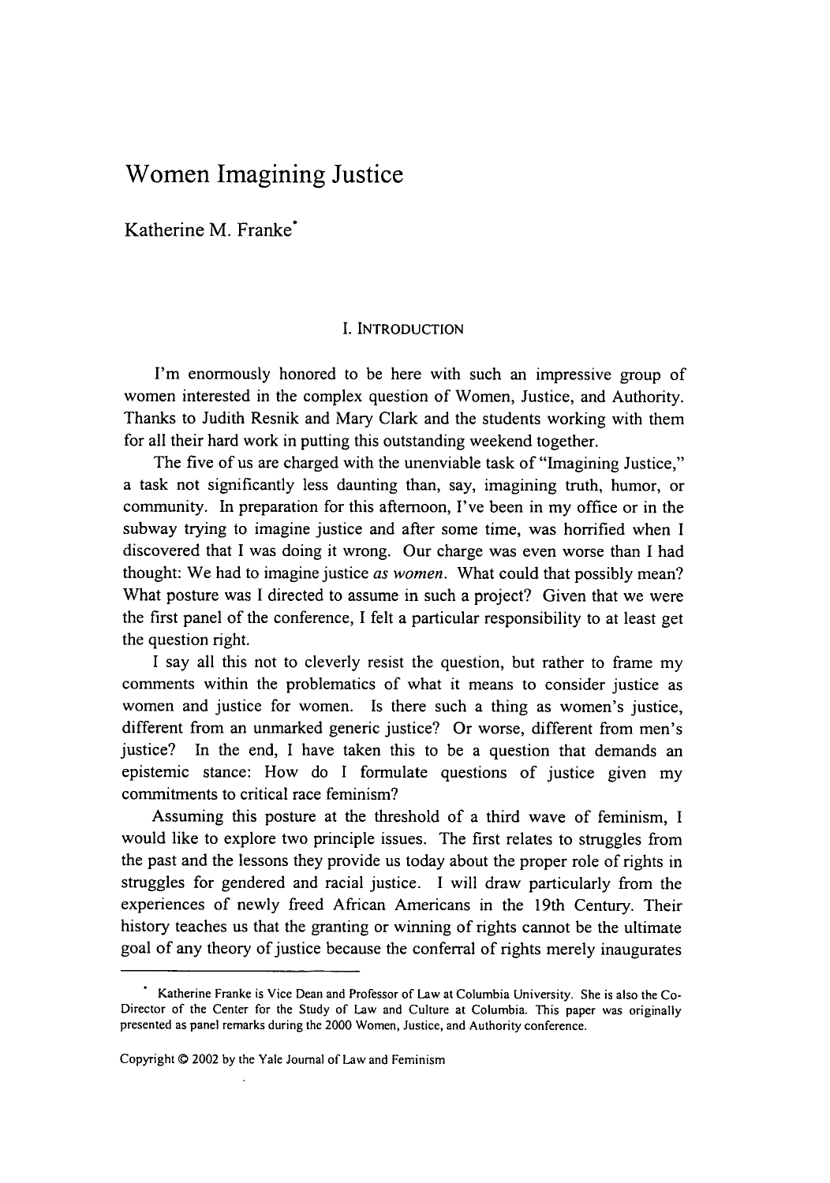# Women Imagining Justice

Katherine M. Franke*

## I. INTRODUCTION

I'm enormously honored to be here with such an impressive group of women interested in the complex question of Women, Justice, and Authority. Thanks to Judith Resnik and Mary Clark and the students working with them for all their hard work in putting this outstanding weekend together.

The five of us are charged with the unenviable task of "Imagining Justice," a task not significantly less daunting than, say, imagining truth, humor, or community. In preparation for this afternoon, I've been in my office or in the subway trying to imagine justice and after some time, was horrified when I discovered that I was doing it wrong. Our charge was even worse than I had thought: We had to imagine justice *as women*. What could that possibly mean? What posture was I directed to assume in such a project? Given that we were the first panel of the conference, I felt a particular responsibility to at least get the question right.

I say all this not to cleverly resist the question, but rather to frame my comments within the problematics of what it means to consider justice as women and justice for women. Is there such a thing as women's justice, different from an unmarked generic justice? Or worse, different from men's justice? In the end, I have taken this to be a question that demands an epistemic stance: How do I formulate questions of justice given my commitments to critical race feminism?

Assuming this posture at the threshold of a third wave of feminism, I would like to explore two principle issues. The first relates to struggles from the past and the lessons they provide us today about the proper role of rights in struggles for gendered and racial justice. I will draw particularly from the experiences of newly freed African Americans in the 19th Century. Their history teaches us that the granting or winning of rights cannot be the ultimate goal of any theory of justice because the conferral of rights merely inaugurates

---

\* Katherine Franke is Vice Dean and Professor of Law at Columbia University. She is also the Co-Director of the Center for the Study of Law and Culture at Columbia. This paper was originally presented as panel remarks during the 2000 Women, Justice, and Authority conference.

Copyright © 2002 by the Yale Journal of Law and Feminism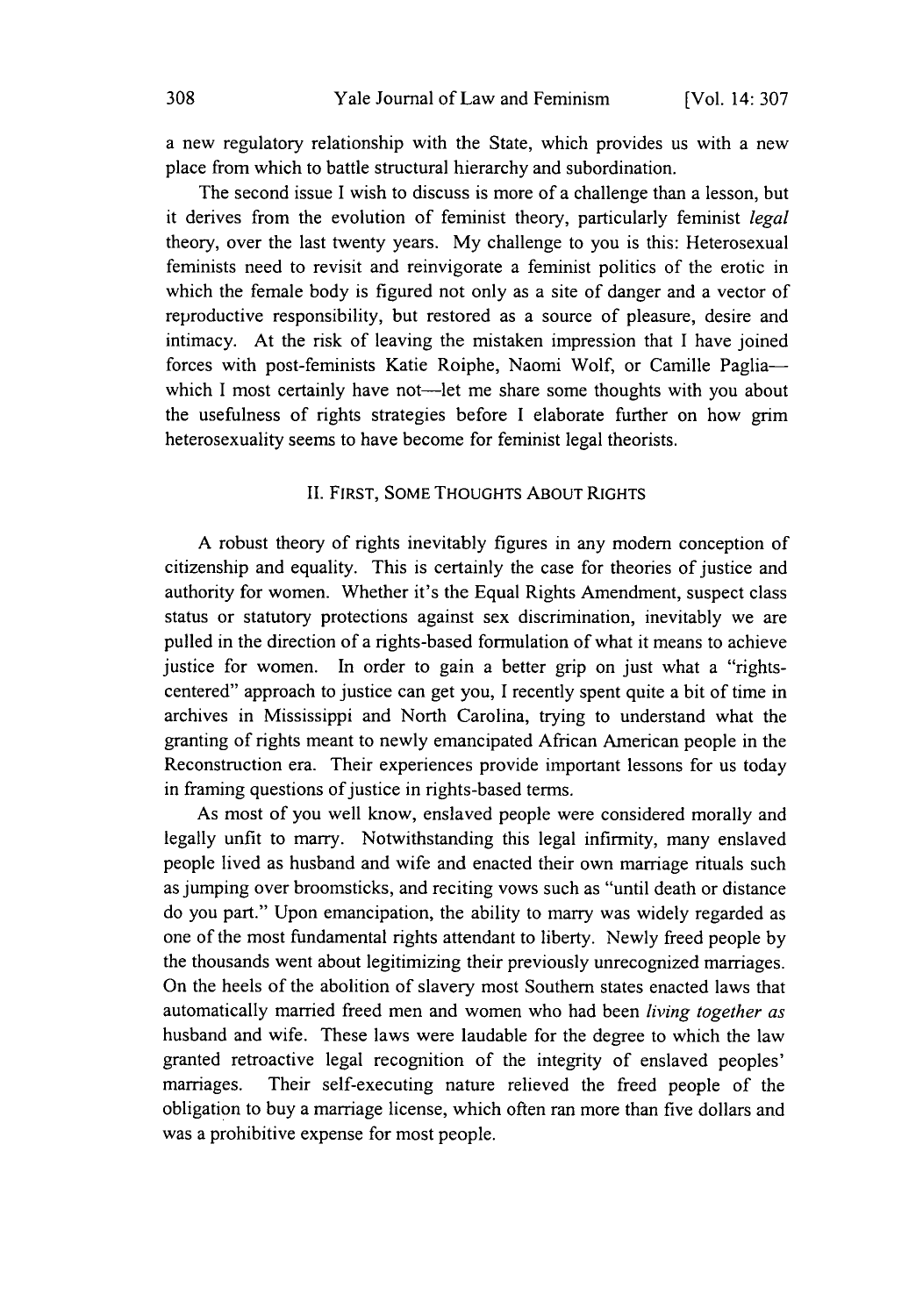a new regulatory relationship with the State, which provides us with a new place from which to battle structural hierarchy and subordination.

The second issue I wish to discuss is more of a challenge than a lesson, but it derives from the evolution of feminist theory, particularly feminist *legal* theory, over the last twenty years. My challenge to you is this: Heterosexual feminists need to revisit and reinvigorate a feminist politics of the erotic in which the female body is figured not only as a site of danger and a vector of reproductive responsibility, but restored as a source of pleasure, desire and intimacy. At the risk of leaving the mistaken impression that I have joined forces with post-feminists Katie Roiphe, Naomi Wolf, or Camille Paglia—which I most certainly have not—let me share some thoughts with you about the usefulness of rights strategies before I elaborate further on how grim heterosexuality seems to have become for feminist legal theorists.

## II. First, Some Thoughts About Rights

A robust theory of rights inevitably figures in any modern conception of citizenship and equality. This is certainly the case for theories of justice and authority for women. Whether it's the Equal Rights Amendment, suspect class status or statutory protections against sex discrimination, inevitably we are pulled in the direction of a rights-based formulation of what it means to achieve justice for women. In order to gain a better grip on just what a "rights-centered" approach to justice can get you, I recently spent quite a bit of time in archives in Mississippi and North Carolina, trying to understand what the granting of rights meant to newly emancipated African American people in the Reconstruction era. Their experiences provide important lessons for us today in framing questions of justice in rights-based terms.

As most of you well know, enslaved people were considered morally and legally unfit to marry. Notwithstanding this legal infirmity, many enslaved people lived as husband and wife and enacted their own marriage rituals such as jumping over broomsticks, and reciting vows such as "until death or distance do you part." Upon emancipation, the ability to marry was widely regarded as one of the most fundamental rights attendant to liberty. Newly freed people by the thousands went about legitimizing their previously unrecognized marriages. On the heels of the abolition of slavery most Southern states enacted laws that automatically married freed men and women who had been *living together as* husband and wife. These laws were laudable for the degree to which the law granted retroactive legal recognition of the integrity of enslaved peoples' marriages. Their self-executing nature relieved the freed people of the obligation to buy a marriage license, which often ran more than five dollars and was a prohibitive expense for most people.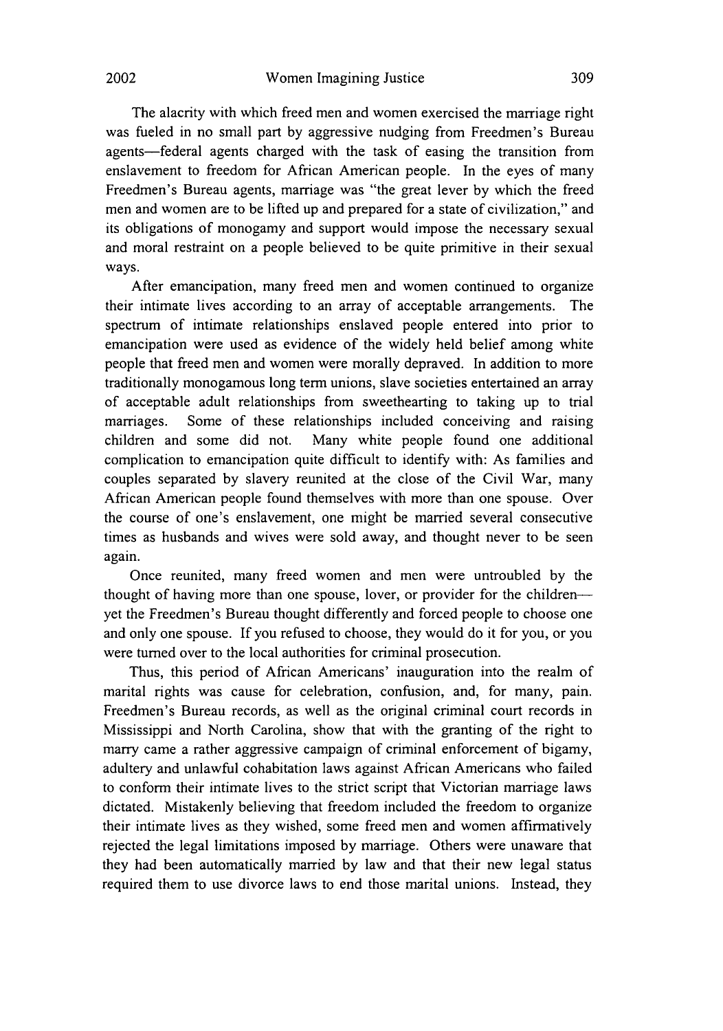The alacrity with which freed men and women exercised the marriage right was fueled in no small part by aggressive nudging from Freedmen's Bureau agents—federal agents charged with the task of easing the transition from enslavement to freedom for African American people. In the eyes of many Freedmen's Bureau agents, marriage was "the great lever by which the freed men and women are to be lifted up and prepared for a state of civilization," and its obligations of monogamy and support would impose the necessary sexual and moral restraint on a people believed to be quite primitive in their sexual ways.

After emancipation, many freed men and women continued to organize their intimate lives according to an array of acceptable arrangements. The spectrum of intimate relationships enslaved people entered into prior to emancipation were used as evidence of the widely held belief among white people that freed men and women were morally depraved. In addition to more traditionally monogamous long term unions, slave societies entertained an array of acceptable adult relationships from sweethearting to taking up to trial marriages. Some of these relationships included conceiving and raising children and some did not. Many white people found one additional complication to emancipation quite difficult to identify with: As families and couples separated by slavery reunited at the close of the Civil War, many African American people found themselves with more than one spouse. Over the course of one's enslavement, one might be married several consecutive times as husbands and wives were sold away, and thought never to be seen again.

Once reunited, many freed women and men were untroubled by the thought of having more than one spouse, lover, or provider for the children—yet the Freedmen's Bureau thought differently and forced people to choose one and only one spouse. If you refused to choose, they would do it for you, or you were turned over to the local authorities for criminal prosecution.

Thus, this period of African Americans' inauguration into the realm of marital rights was cause for celebration, confusion, and, for many, pain. Freedmen's Bureau records, as well as the original criminal court records in Mississippi and North Carolina, show that with the granting of the right to marry came a rather aggressive campaign of criminal enforcement of bigamy, adultery and unlawful cohabitation laws against African Americans who failed to conform their intimate lives to the strict script that Victorian marriage laws dictated. Mistakenly believing that freedom included the freedom to organize their intimate lives as they wished, some freed men and women affirmatively rejected the legal limitations imposed by marriage. Others were unaware that they had been automatically married by law and that their new legal status required them to use divorce laws to end those marital unions. Instead, they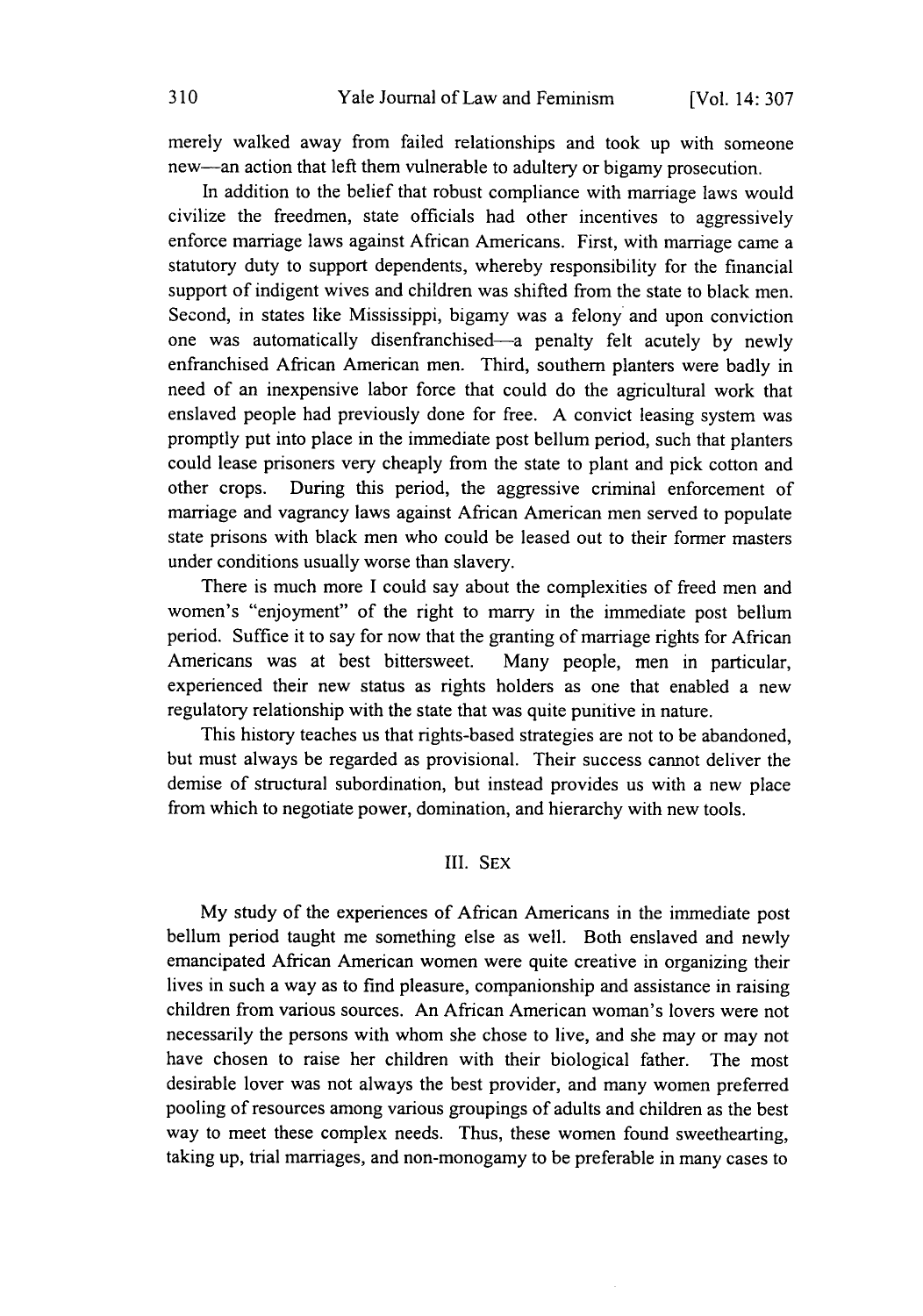merely walked away from failed relationships and took up with someone new—an action that left them vulnerable to adultery or bigamy prosecution.

In addition to the belief that robust compliance with marriage laws would civilize the freedmen, state officials had other incentives to aggressively enforce marriage laws against African Americans. First, with marriage came a statutory duty to support dependents, whereby responsibility for the financial support of indigent wives and children was shifted from the state to black men. Second, in states like Mississippi, bigamy was a felony and upon conviction one was automatically disenfranchised—a penalty felt acutely by newly enfranchised African American men. Third, southern planters were badly in need of an inexpensive labor force that could do the agricultural work that enslaved people had previously done for free. A convict leasing system was promptly put into place in the immediate post bellum period, such that planters could lease prisoners very cheaply from the state to plant and pick cotton and other crops. During this period, the aggressive criminal enforcement of marriage and vagrancy laws against African American men served to populate state prisons with black men who could be leased out to their former masters under conditions usually worse than slavery.

There is much more I could say about the complexities of freed men and women's "enjoyment" of the right to marry in the immediate post bellum period. Suffice it to say for now that the granting of marriage rights for African Americans was at best bittersweet. Many people, men in particular, experienced their new status as rights holders as one that enabled a new regulatory relationship with the state that was quite punitive in nature.

This history teaches us that rights-based strategies are not to be abandoned, but must always be regarded as provisional. Their success cannot deliver the demise of structural subordination, but instead provides us with a new place from which to negotiate power, domination, and hierarchy with new tools.

## III. SEX

My study of the experiences of African Americans in the immediate post bellum period taught me something else as well. Both enslaved and newly emancipated African American women were quite creative in organizing their lives in such a way as to find pleasure, companionship and assistance in raising children from various sources. An African American woman's lovers were not necessarily the persons with whom she chose to live, and she may or may not have chosen to raise her children with their biological father. The most desirable lover was not always the best provider, and many women preferred pooling of resources among various groupings of adults and children as the best way to meet these complex needs. Thus, these women found sweethearting, taking up, trial marriages, and non-monogamy to be preferable in many cases to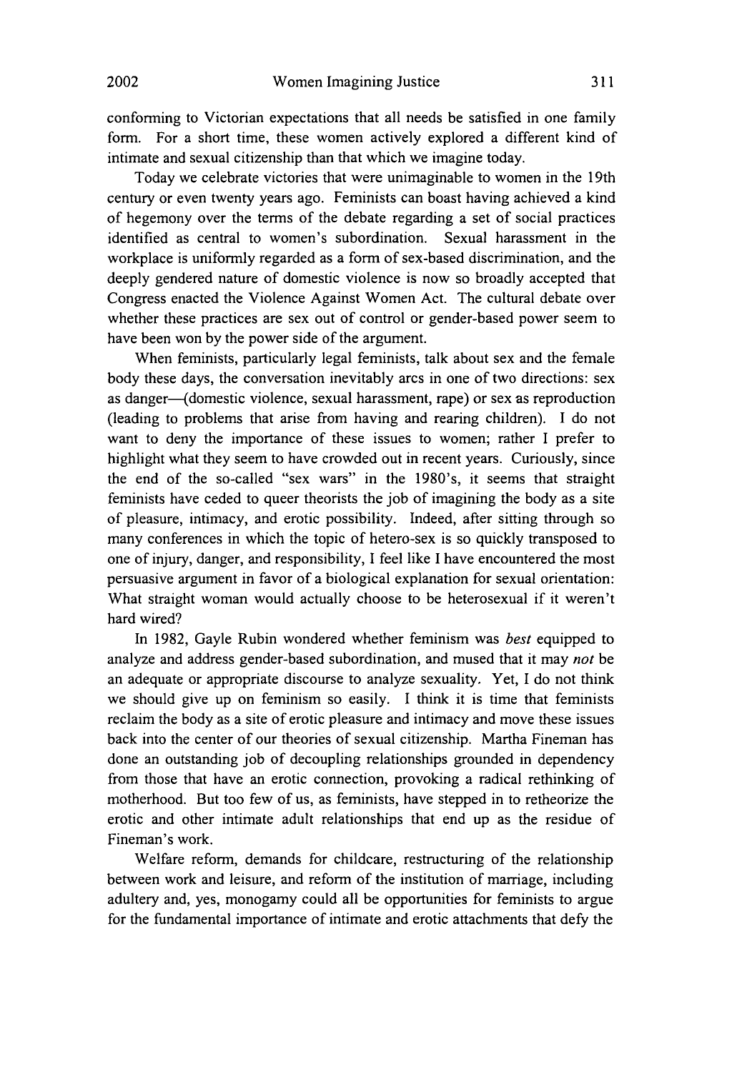conforming to Victorian expectations that all needs be satisfied in one family form. For a short time, these women actively explored a different kind of intimate and sexual citizenship than that which we imagine today.

Today we celebrate victories that were unimaginable to women in the 19th century or even twenty years ago. Feminists can boast having achieved a kind of hegemony over the terms of the debate regarding a set of social practices identified as central to women's subordination. Sexual harassment in the workplace is uniformly regarded as a form of sex-based discrimination, and the deeply gendered nature of domestic violence is now so broadly accepted that Congress enacted the Violence Against Women Act. The cultural debate over whether these practices are sex out of control or gender-based power seem to have been won by the power side of the argument.

When feminists, particularly legal feminists, talk about sex and the female body these days, the conversation inevitably arcs in one of two directions: sex as danger—(domestic violence, sexual harassment, rape) or sex as reproduction (leading to problems that arise from having and rearing children). I do not want to deny the importance of these issues to women; rather I prefer to highlight what they seem to have crowded out in recent years. Curiously, since the end of the so-called "sex wars" in the 1980's, it seems that straight feminists have ceded to queer theorists the job of imagining the body as a site of pleasure, intimacy, and erotic possibility. Indeed, after sitting through so many conferences in which the topic of hetero-sex is so quickly transposed to one of injury, danger, and responsibility, I feel like I have encountered the most persuasive argument in favor of a biological explanation for sexual orientation: What straight woman would actually choose to be heterosexual if it weren't hard wired?

In 1982, Gayle Rubin wondered whether feminism was *best* equipped to analyze and address gender-based subordination, and mused that it may *not* be an adequate or appropriate discourse to analyze sexuality. Yet, I do not think we should give up on feminism so easily. I think it is time that feminists reclaim the body as a site of erotic pleasure and intimacy and move these issues back into the center of our theories of sexual citizenship. Martha Fineman has done an outstanding job of decoupling relationships grounded in dependency from those that have an erotic connection, provoking a radical rethinking of motherhood. But too few of us, as feminists, have stepped in to retheorize the erotic and other intimate adult relationships that end up as the residue of Fineman's work.

Welfare reform, demands for childcare, restructuring of the relationship between work and leisure, and reform of the institution of marriage, including adultery and, yes, monogamy could all be opportunities for feminists to argue for the fundamental importance of intimate and erotic attachments that defy the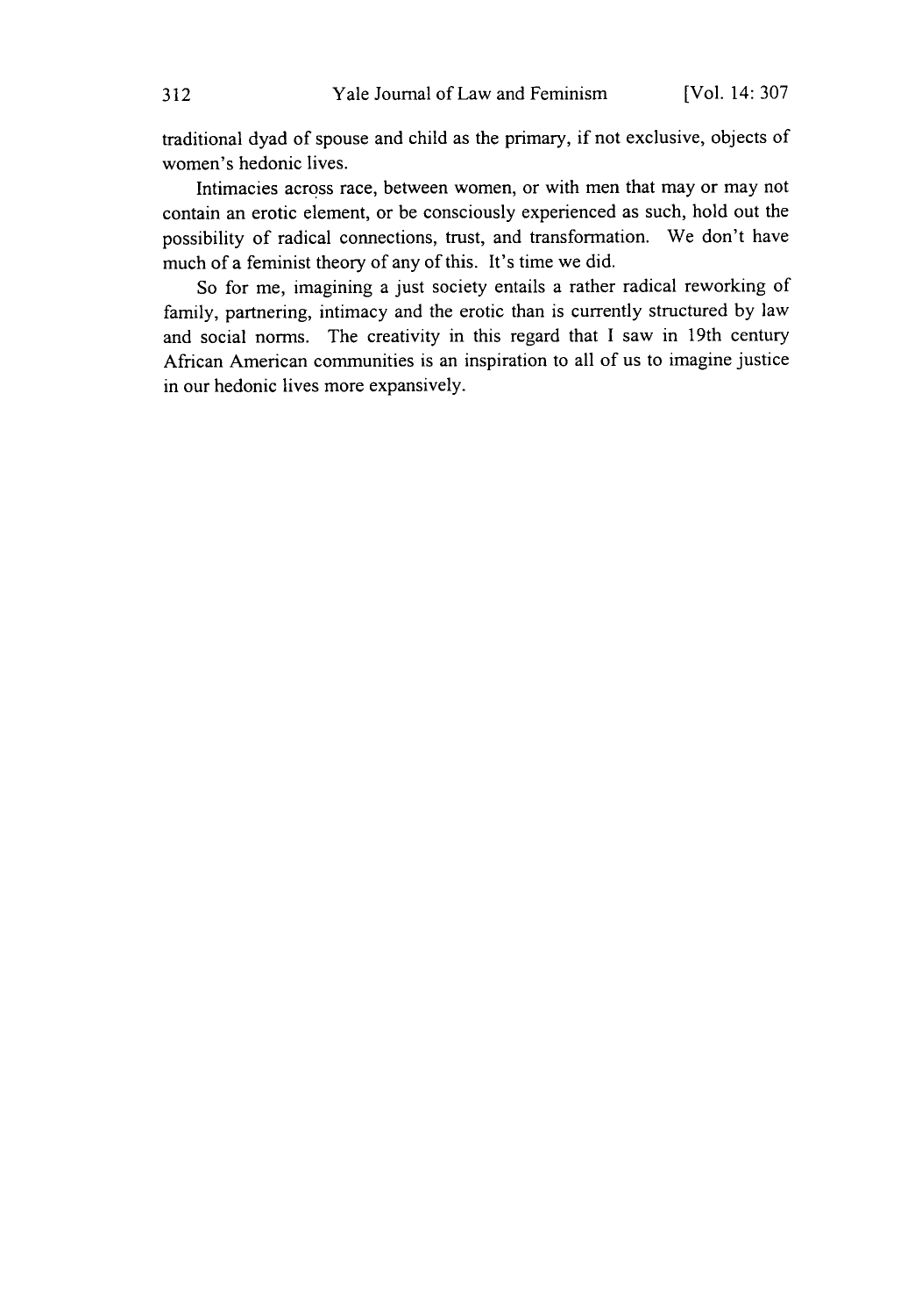traditional dyad of spouse and child as the primary, if not exclusive, objects of women's hedonic lives.

Intimacies across race, between women, or with men that may or may not contain an erotic element, or be consciously experienced as such, hold out the possibility of radical connections, trust, and transformation. We don't have much of a feminist theory of any of this. It's time we did.

So for me, imagining a just society entails a rather radical reworking of family, partnering, intimacy and the erotic than is currently structured by law and social norms. The creativity in this regard that I saw in 19th century African American communities is an inspiration to all of us to imagine justice in our hedonic lives more expansively.